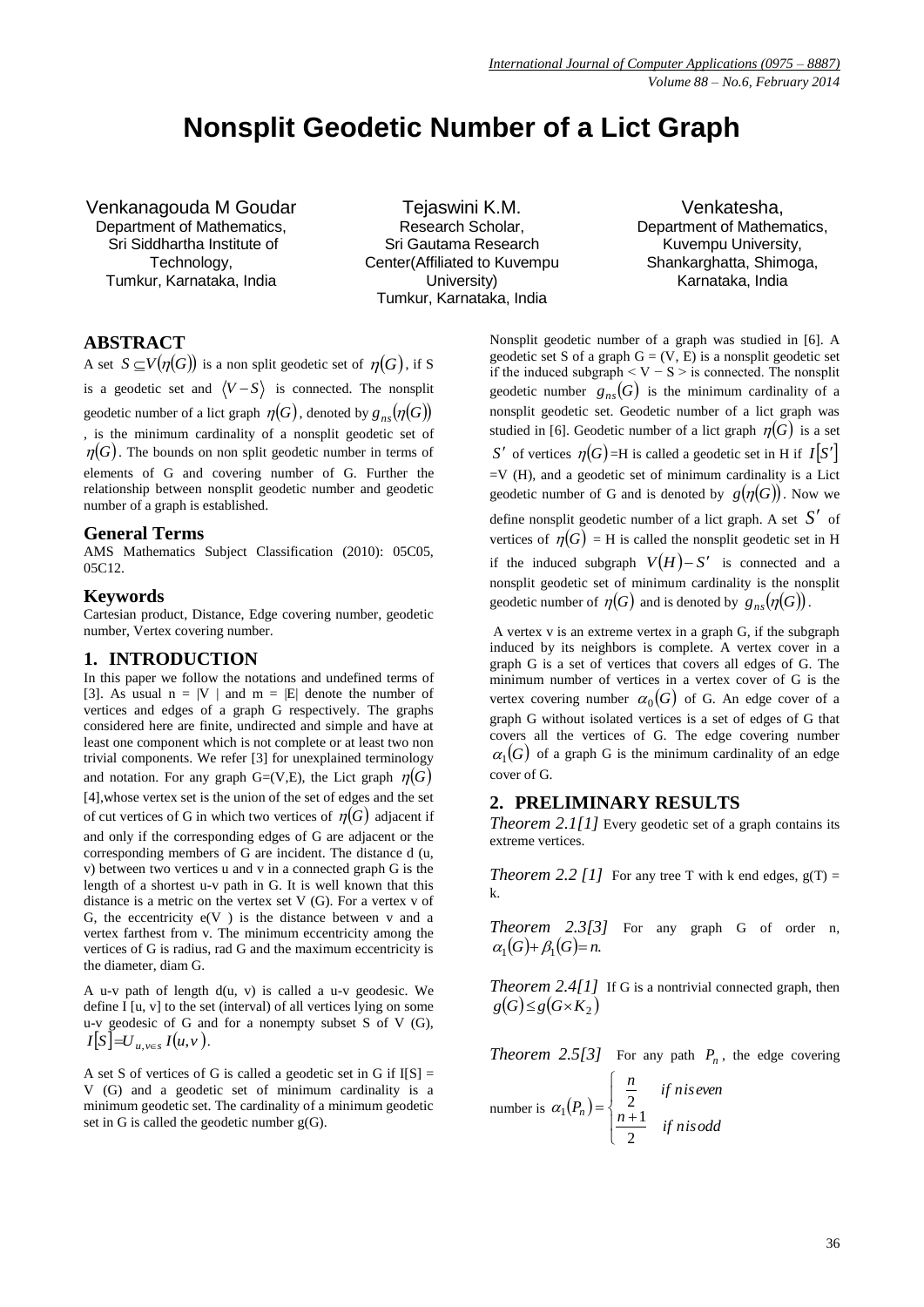# Nonsplit Geodetic Number of a Lict Graph

Venkanagouda M Goudar
Department of Mathematics,
Sri Siddhartha Institute of Technology,
Tumkur, Karnataka, India

Tejaswini K.M.
Research Scholar,
Sri Gautama Research Center(Affiliated to Kuvempu University)
Tumkur, Karnataka, India

Venkatesha,
Department of Mathematics,
Kuvempu University,
Shankarghatta, Shimoga,
Karnataka, India

## ABSTRACT

A set $S \subseteq V(\eta(G))$ is a non split geodetic set of $\eta(G)$, if S is a geodetic set and $\langle V - S \rangle$ is connected. The nonsplit geodetic number of a lict graph $\eta(G)$, denoted by $g_{ns}(\eta(G))$, is the minimum cardinality of a nonsplit geodetic set of $\eta(G)$. The bounds on non split geodetic number in terms of elements of G and covering number of G. Further the relationship between nonsplit geodetic number and geodetic number of a graph is established.

### General Terms

AMS Mathematics Subject Classification (2010): 05C05, 05C12.

### Keywords

Cartesian product, Distance, Edge covering number, geodetic number, Vertex covering number.

## 1. INTRODUCTION

In this paper we follow the notations and undefined terms of [3]. As usual n = |V | and m = |E| denote the number of vertices and edges of a graph G respectively. The graphs considered here are finite, undirected and simple and have at least one component which is not complete or at least two non trivial components. We refer [3] for unexplained terminology and notation. For any graph G=(V,E), the Lict graph $\eta(G)$ [4],whose vertex set is the union of the set of edges and the set of cut vertices of G in which two vertices of $\eta(G)$ adjacent if and only if the corresponding edges of G are adjacent or the corresponding members of G are incident. The distance d (u, v) between two vertices u and v in a connected graph G is the length of a shortest u-v path in G. It is well known that this distance is a metric on the vertex set V (G). For a vertex v of G, the eccentricity e(V ) is the distance between v and a vertex farthest from v. The minimum eccentricity among the vertices of G is radius, rad G and the maximum eccentricity is the diameter, diam G.

A u-v path of length d(u, v) is called a u-v geodesic. We define I [u, v] to the set (interval) of all vertices lying on some u-v geodesic of G and for a nonempty subset S of V (G), $I[S] = U_{u,v \in S} I(u,v)$.

A set S of vertices of G is called a geodetic set in G if I[S] = V (G) and a geodetic set of minimum cardinality is a minimum geodetic set. The cardinality of a minimum geodetic set in G is called the geodetic number g(G).

Nonsplit geodetic number of a graph was studied in [6]. A geodetic set S of a graph G = (V, E) is a nonsplit geodetic set if the induced subgraph < V − S > is connected. The nonsplit geodetic number $g_{ns}(G)$ is the minimum cardinality of a nonsplit geodetic set. Geodetic number of a lict graph was studied in [6]. Geodetic number of a lict graph $\eta(G)$ is a set $S'$ of vertices $\eta(G)$=H is called a geodetic set in H if $I[S']$ =V (H), and a geodetic set of minimum cardinality is a Lict geodetic number of G and is denoted by $g(\eta(G))$. Now we define nonsplit geodetic number of a lict graph. A set $S'$ of vertices of $\eta(G)$ = H is called the nonsplit geodetic set in H if the induced subgraph $V(H) - S'$ is connected and a nonsplit geodetic set of minimum cardinality is the nonsplit geodetic number of $\eta(G)$ and is denoted by $g_{ns}(\eta(G))$.

A vertex v is an extreme vertex in a graph G, if the subgraph induced by its neighbors is complete. A vertex cover in a graph G is a set of vertices that covers all edges of G. The minimum number of vertices in a vertex cover of G is the vertex covering number $\alpha_0(G)$ of G. An edge cover of a graph G without isolated vertices is a set of edges of G that covers all the vertices of G. The edge covering number $\alpha_1(G)$ of a graph G is the minimum cardinality of an edge cover of G.

## 2. PRELIMINARY RESULTS

***Theorem 2.1[1]*** Every geodetic set of a graph contains its extreme vertices.

***Theorem 2.2 [1]*** For any tree T with k end edges, g(T) = k.

***Theorem 2.3[3]*** For any graph G of order n, $\alpha_1(G) + \beta_1(G) = n.$

***Theorem 2.4[1]*** If G is a nontrivial connected graph, then $g(G) \le g(G \times K_2)$

***Theorem 2.5[3]*** For any path $P_n$, the edge covering number is $\alpha_1(P_n) = \begin{cases} \dfrac{n}{2} & if\ n\ is\ even \\ \dfrac{n+1}{2} & if\ n\ is\ odd \end{cases}$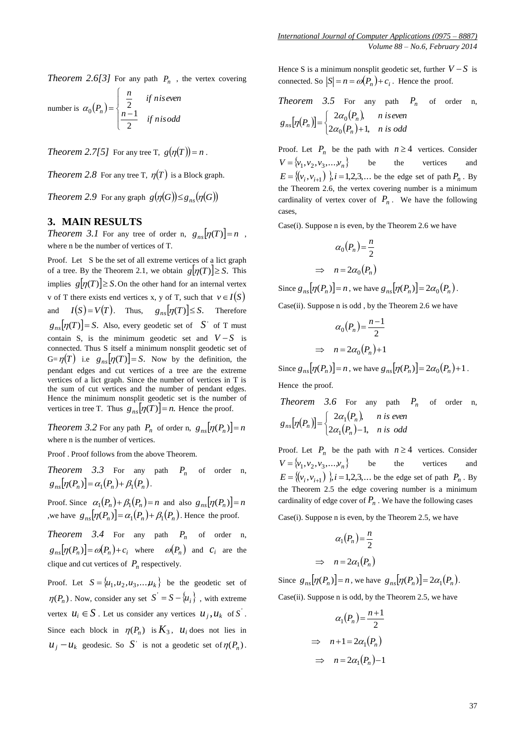*Theorem 2.6[3]* For any path $P_n$, the vertex covering number is $\alpha_0(P_n) = \begin{cases} \frac{n}{2} & if\ n is even \\ \frac{n-1}{2} & if\ n is odd \end{cases}$

*Theorem 2.7[5]* For any tree T, $g(\eta(T)) = n$.

*Theorem 2.8* For any tree T, $\eta(T)$ is a Block graph.

*Theorem 2.9* For any graph $g(\eta(G)) \le g_{ns}(\eta(G))$

## 3. MAIN RESULTS

*Theorem 3.1* For any tree of order n, $g_{ns}[\eta(T)] = n$, where n be the number of vertices of T.

Proof. Let S be the set of all extreme vertices of a lict graph of a tree. By the Theorem 2.1, we obtain $g[\eta(T)] \ge S$. This implies $g[\eta(T)] \ge S$. On the other hand for an internal vertex v of T there exists end vertices x, y of T, such that $v \in I(S)$ and $I(S) = V(T)$. Thus, $g_{ns}[\eta(T)] \le S$. Therefore $g_{ns}[\eta(T)] = S$. Also, every geodetic set of $S'$ of T must contain S, is the minimum geodetic set and $V - S$ is connected. Thus S itself a minimum nonsplit geodetic set of G=$\eta(T)$ i.e $g_{ns}[\eta(T)] = S$. Now by the definition, the pendant edges and cut vertices of a tree are the extreme vertices of a lict graph. Since the number of vertices in T is the sum of cut vertices and the number of pendant edges. Hence the minimum nonsplit geodetic set is the number of vertices in tree T. Thus $g_{ns}[\eta(T)] = n.$ Hence the proof.

*Theorem 3.2* For any path $P_n$ of order n, $g_{ns}[\eta(P_n)] = n$ where n is the number of vertices.

Proof . Proof follows from the above Theorem.

*Theorem 3.3* For any path $P_n$ of order n, $g_{ns}[\eta(P_n)] = \alpha_1(P_n) + \beta_1(P_n)$.

Proof. Since $\alpha_1(P_n) + \beta_1(P_n) = n$ and also $g_{ns}[\eta(P_n)] = n$ ,we have $g_{ns}[\eta(P_n)] = \alpha_1(P_n) + \beta_1(P_n)$. Hence the proof.

*Theorem 3.4* For any path $P_n$ of order n, $g_{ns}[\eta(P_n)] = \omega(P_n) + c_i$ where $\omega(P_n)$ and $c_i$ are the clique and cut vertices of $P_n$ respectively.

Proof. Let $S = \{u_1, u_2, u_3, \ldots, u_k\}$ be the geodetic set of $\eta(P_n)$. Now, consider any set $S' = S - \{u_i\}$, with extreme vertex $u_i \in S$. Let us consider any vertices $u_j, u_k$ of $S'$. Since each block in $\eta(P_n)$ is $K_3$, $u_i$ does not lies in $u_j - u_k$ geodesic. So $S'$ is not a geodetic set of $\eta(P_n)$. Hence S is a minimum nonsplit geodetic set, further $V - S$ is connected. So $|S| = n = \omega(P_n) + c_i$. Hence the proof.

*Theorem 3.5* For any path $P_n$ of order n, $g_{ns}[\eta(P_n)] = \begin{cases} 2\alpha_0(P_n), & n\ is even \\ 2\alpha_0(P_n)+1, & n\ is\ odd \end{cases}$

Proof. Let $P_n$ be the path with $n \ge 4$ vertices. Consider $V = \{v_1, v_2, v_3, \ldots, v_n\}$ be the vertices and $E = \{(v_i, v_{i+1})\}, i = 1,2,3,\ldots$ be the edge set of path $P_n$. By the Theorem 2.6, the vertex covering number is a minimum cardinality of vertex cover of $P_n$. We have the following cases,

Case(i). Suppose n is even, by the Theorem 2.6 we have

$$\alpha_0(P_n) = \frac{n}{2}$$

$$\Rightarrow \quad n = 2\alpha_0(P_n)$$

Since $g_{ns}[\eta(P_n)] = n$, we have $g_{ns}[\eta(P_n)] = 2\alpha_0(P_n)$.

Case(ii). Suppose n is odd , by the Theorem 2.6 we have

$$\alpha_0(P_n) = \frac{n-1}{2}$$

$$\Rightarrow \quad n = 2\alpha_0(P_n) + 1$$

Since $g_{ns}[\eta(P_n)] = n$, we have $g_{ns}[\eta(P_n)] = 2\alpha_0(P_n) + 1$.

Hence the proof.

*Theorem 3.6* For any path $P_n$ of order n, $g_{ns}[\eta(P_n)] = \begin{cases} 2\alpha_1(P_n), & n\ is\ even \\ 2\alpha_1(P_n)-1, & n\ is\ odd \end{cases}$

Proof. Let $P_n$ be the path with $n \ge 4$ vertices. Consider $V = \{v_1, v_2, v_3, \ldots, v_n\}$ be the vertices and $E = \{(v_i, v_{i+1})\}, i = 1,2,3,\ldots$ be the edge set of path $P_n$. By the Theorem 2.5 the edge covering number is a minimum cardinality of edge cover of $P_n$. We have the following cases

Case(i). Suppose n is even, by the Theorem 2.5, we have

$$\alpha_1(P_n) = \frac{n}{2}$$

$$\Rightarrow \quad n = 2\alpha_1(P_n)$$

Since $g_{ns}[\eta(P_n)] = n$, we have $g_{ns}[\eta(P_n)] = 2\alpha_1(P_n)$.

Case(ii). Suppose n is odd, by the Theorem 2.5, we have

$$\alpha_1(P_n) = \frac{n+1}{2}$$

$$\Rightarrow \quad n+1 = 2\alpha_1(P_n)$$

$$\Rightarrow \quad n = 2\alpha_1(P_n) - 1$$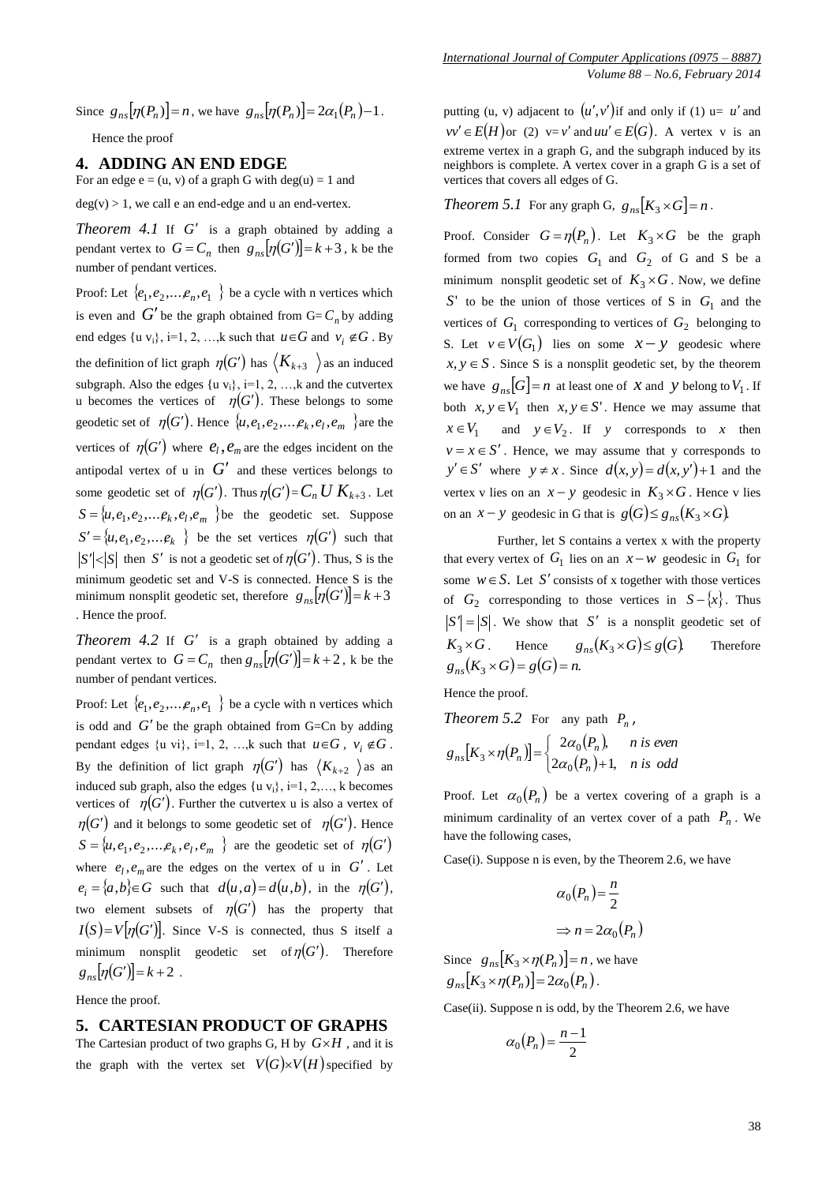Since $g_{ns}[\eta(P_n)] = n$, we have $g_{ns}[\eta(P_n)] = 2\alpha_1(P_n) - 1$.

Hence the proof

## 4. ADDING AN END EDGE

For an edge e = (u, v) of a graph G with deg(u) = 1 and deg(v) > 1, we call e an end-edge and u an end-vertex.

***Theorem 4.1*** If $G'$ is a graph obtained by adding a pendant vertex to $G = C_n$ then $g_{ns}[\eta(G')] = k + 3$, k be the number of pendant vertices.

Proof: Let $\{e_1, e_2, \ldots, e_n, e_1\}$ be a cycle with n vertices which is even and $G'$ be the graph obtained from G= $C_n$ by adding end edges {u $v_i$}, i=1, 2, …,k such that $u \in G$ and $v_i \notin G$. By the definition of lict graph $\eta(G')$ has $\langle K_{k+3} \rangle$ as an induced subgraph. Also the edges {u $v_i$}, i=1, 2, …,k and the cutvertex u becomes the vertices of $\eta(G')$. These belongs to some geodetic set of $\eta(G')$. Hence $\{u, e_1, e_2, \ldots e_k, e_l, e_m\}$ are the vertices of $\eta(G')$ where $e_l, e_m$ are the edges incident on the antipodal vertex of u in $G'$ and these vertices belongs to some geodetic set of $\eta(G')$. Thus $\eta(G') = C_n \cup K_{k+3}$. Let $S = \{u, e_1, e_2, \ldots e_k, e_l, e_m\}$ be the geodetic set. Suppose $S' = \{u, e_1, e_2, \ldots e_k\}$ be the set vertices $\eta(G')$ such that $|S'| < |S|$ then $S'$ is not a geodetic set of $\eta(G')$. Thus, S is the minimum geodetic set and V-S is connected. Hence S is the minimum nonsplit geodetic set, therefore $g_{ns}[\eta(G')] = k + 3$. Hence the proof.

***Theorem 4.2*** If $G'$ is a graph obtained by adding a pendant vertex to $G = C_n$ then $g_{ns}[\eta(G')] = k + 2$, k be the number of pendant vertices.

Proof: Let $\{e_1, e_2, \ldots, e_n, e_1\}$ be a cycle with n vertices which is odd and $G'$ be the graph obtained from G=Cn by adding pendant edges {u vi}, i=1, 2, …,k such that $u \in G$, $v_i \notin G$. By the definition of lict graph $\eta(G')$ has $\langle K_{k+2} \rangle$ as an induced sub graph, also the edges {u $v_i$}, i=1, 2,…, k becomes vertices of $\eta(G')$. Further the cutvertex u is also a vertex of $\eta(G')$ and it belongs to some geodetic set of $\eta(G')$. Hence $S = \{u, e_1, e_2, \ldots, e_k, e_l, e_m\}$ are the geodetic set of $\eta(G')$ where $e_l, e_m$ are the edges on the vertex of u in $G'$. Let $e_i = \{a, b\} \in G$ such that $d(u, a) = d(u, b)$, in the $\eta(G')$, two element subsets of $\eta(G')$ has the property that $I(S) = V[\eta(G')]$. Since V-S is connected, thus S itself a minimum nonsplit geodetic set of $\eta(G')$. Therefore $g_{ns}[\eta(G')] = k + 2$.

Hence the proof.

## 5. CARTESIAN PRODUCT OF GRAPHS

The Cartesian product of two graphs G, H by $G \times H$, and it is the graph with the vertex set $V(G) \times V(H)$ specified by putting (u, v) adjacent to $(u', v')$ if and only if (1) u= $u'$ and $vv' \in E(H)$ or (2) v= $v'$ and $uu' \in E(G)$. A vertex v is an extreme vertex in a graph G, and the subgraph induced by its neighbors is complete. A vertex cover in a graph G is a set of vertices that covers all edges of G.

***Theorem 5.1*** For any graph G, $g_{ns}[K_3 \times G] = n$.

Proof. Consider $G = \eta(P_n)$. Let $K_3 \times G$ be the graph formed from two copies $G_1$ and $G_2$ of G and S be a minimum nonsplit geodetic set of $K_3 \times G$. Now, we define $S'$ to be the union of those vertices of S in $G_1$ and the vertices of $G_1$ corresponding to vertices of $G_2$ belonging to S. Let $v \in V(G_1)$ lies on some $x - y$ geodesic where $x, y \in S$. Since S is a nonsplit geodetic set, by the theorem we have $g_{ns}[G] = n$ at least one of $x$ and $y$ belong to $V_1$. If both $x, y \in V_1$ then $x, y \in S'$. Hence we may assume that $x \in V_1$ and $y \in V_2$. If $y$ corresponds to $x$ then $v = x \in S'$. Hence, we may assume that y corresponds to $y' \in S'$ where $y \neq x$. Since $d(x, y) = d(x, y') + 1$ and the vertex v lies on an $x - y$ geodesic in $K_3 \times G$. Hence v lies on an $x - y$ geodesic in G that is $g(G) \leq g_{ns}(K_3 \times G)$.

Further, let S contains a vertex x with the property that every vertex of $G_1$ lies on an $x - w$ geodesic in $G_1$ for some $w \in S$. Let $S'$ consists of x together with those vertices of $G_2$ corresponding to those vertices in $S - \{x\}$. Thus $|S'| = |S|$. We show that $S'$ is a nonsplit geodetic set of $K_3 \times G$. Hence $g_{ns}(K_3 \times G) \leq g(G)$. Therefore $g_{ns}(K_3 \times G) = g(G) = n$.

Hence the proof.

***Theorem 5.2*** For any path $P_n$,

$$g_{ns}[K_3 \times \eta(P_n)] = \begin{cases} 2\alpha_0(P_n), & n \text{ is even} \\ 2\alpha_0(P_n) + 1, & n \text{ is odd} \end{cases}$$

Proof. Let $\alpha_0(P_n)$ be a vertex covering of a graph is a minimum cardinality of an vertex cover of a path $P_n$. We have the following cases,

Case(i). Suppose n is even, by the Theorem 2.6, we have

$$\alpha_0(P_n) = \frac{n}{2}$$

$$\Rightarrow n = 2\alpha_0(P_n)$$

Since $g_{ns}[K_3 \times \eta(P_n)] = n$, we have $g_{ns}[K_3 \times \eta(P_n)] = 2\alpha_0(P_n)$.

Case(ii). Suppose n is odd, by the Theorem 2.6, we have

$$\alpha_0(P_n) = \frac{n-1}{2}$$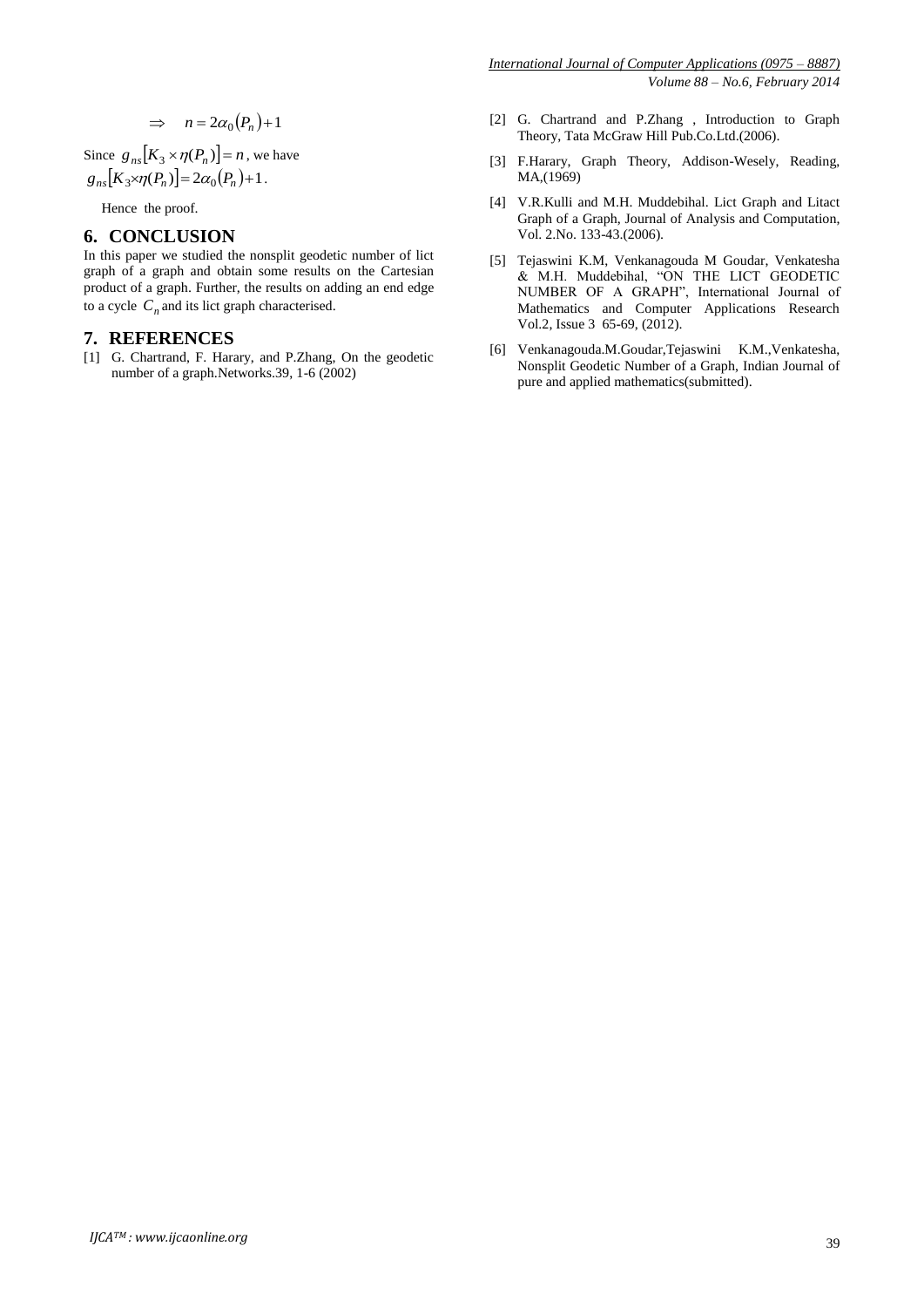$$\Rightarrow \quad n = 2\alpha_0(P_n) + 1$$

Since $g_{ns}[K_3 \times \eta(P_n)] = n$, we have $g_{ns}[K_3 \times \eta(P_n)] = 2\alpha_0(P_n) + 1$.

Hence the proof.

## 6. CONCLUSION

In this paper we studied the nonsplit geodetic number of lict graph of a graph and obtain some results on the Cartesian product of a graph. Further, the results on adding an end edge to a cycle $C_n$ and its lict graph characterised.

## 7. REFERENCES

[1] G. Chartrand, F. Harary, and P.Zhang, On the geodetic number of a graph.Networks.39, 1-6 (2002)

[2] G. Chartrand and P.Zhang , Introduction to Graph Theory, Tata McGraw Hill Pub.Co.Ltd.(2006).

[3] F.Harary, Graph Theory, Addison-Wesely, Reading, MA,(1969)

[4] V.R.Kulli and M.H. Muddebihal. Lict Graph and Litact Graph of a Graph, Journal of Analysis and Computation, Vol. 2.No. 133-43.(2006).

[5] Tejaswini K.M, Venkanagouda M Goudar, Venkatesha & M.H. Muddebihal, "ON THE LICT GEODETIC NUMBER OF A GRAPH", International Journal of Mathematics and Computer Applications Research Vol.2, Issue 3 65-69, (2012).

[6] Venkanagouda.M.Goudar,Tejaswini K.M.,Venkatesha, Nonsplit Geodetic Number of a Graph, Indian Journal of pure and applied mathematics(submitted).